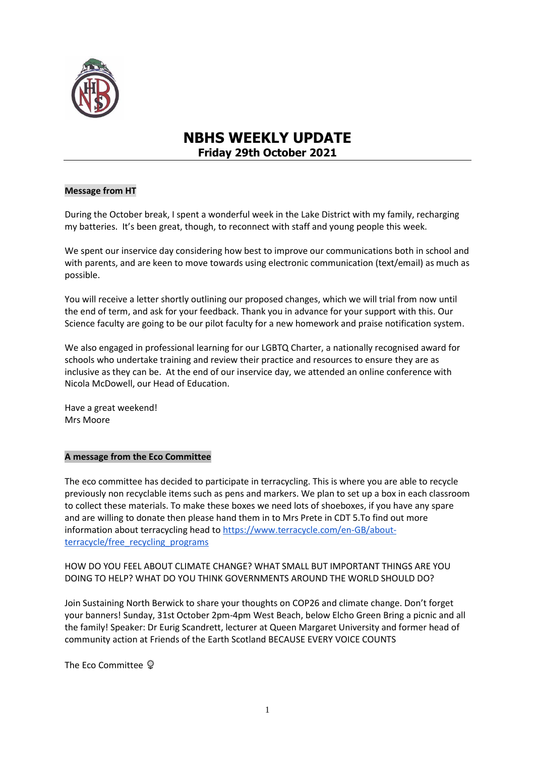# NBHS WEEKLY UPDATE

## Friday 29th October 2021

**Message from HT**

During the October break, I spent a wonderful week in the Lake District with my family, recharging my batteries. It's been great, though, to reconnect with staff and young people this week.

We spent our inservice day considering how best to improve our communications both in school and with parents, and are keen to move towards using electronic communication (text/email) as much as possible.

You will receive a letter shortly outlining our proposed changes, which we will trial from now until the end of term, and ask for your feedback. Thank you in advance for your support with this. Our Science faculty are going to be our pilot faculty for a new homework and praise notification system.

We also engaged in professional learning for our LGBTQ Charter, a nationally recognised award for schools who undertake training and review their practice and resources to ensure they are as inclusive as they can be. At the end of our inservice day, we attended an online conference with Nicola McDowell, our Head of Education.

Have a great weekend!
Mrs Moore

**A message from the Eco Committee**

The eco committee has decided to participate in terracycling. This is where you are able to recycle previously non recyclable items such as pens and markers. We plan to set up a box in each classroom to collect these materials. To make these boxes we need lots of shoeboxes, if you have any spare and are willing to donate then please hand them in to Mrs Prete in CDT 5.To find out more information about terracycling head to https://www.terracycle.com/en-GB/about-terracycle/free_recycling_programs

HOW DO YOU FEEL ABOUT CLIMATE CHANGE? WHAT SMALL BUT IMPORTANT THINGS ARE YOU DOING TO HELP? WHAT DO YOU THINK GOVERNMENTS AROUND THE WORLD SHOULD DO?

Join Sustaining North Berwick to share your thoughts on COP26 and climate change. Don't forget your banners! Sunday, 31st October 2pm-4pm West Beach, below Elcho Green Bring a picnic and all the family! Speaker: Dr Eurig Scandrett, lecturer at Queen Margaret University and former head of community action at Friends of the Earth Scotland BECAUSE EVERY VOICE COUNTS

The Eco Committee 🌻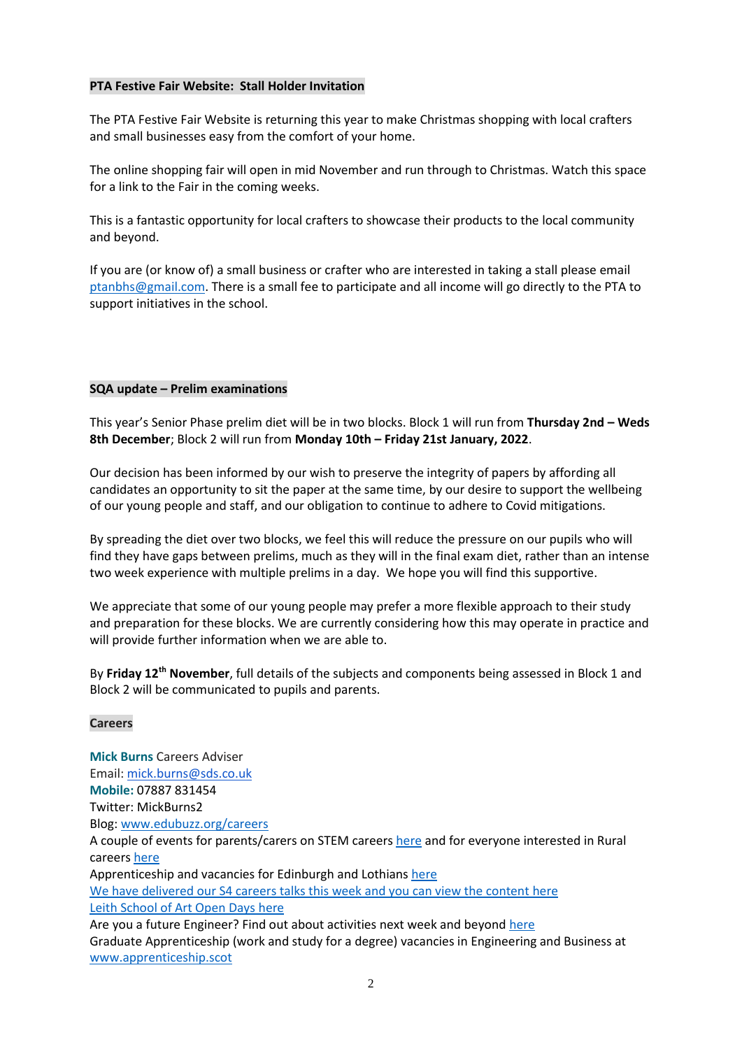**PTA Festive Fair Website: Stall Holder Invitation**

The PTA Festive Fair Website is returning this year to make Christmas shopping with local crafters and small businesses easy from the comfort of your home.

The online shopping fair will open in mid November and run through to Christmas. Watch this space for a link to the Fair in the coming weeks.

This is a fantastic opportunity for local crafters to showcase their products to the local community and beyond.

If you are (or know of) a small business or crafter who are interested in taking a stall please email ptanbhs@gmail.com. There is a small fee to participate and all income will go directly to the PTA to support initiatives in the school.

**SQA update – Prelim examinations**

This year's Senior Phase prelim diet will be in two blocks. Block 1 will run from **Thursday 2nd – Weds 8th December**; Block 2 will run from **Monday 10th – Friday 21st January, 2022**.

Our decision has been informed by our wish to preserve the integrity of papers by affording all candidates an opportunity to sit the paper at the same time, by our desire to support the wellbeing of our young people and staff, and our obligation to continue to adhere to Covid mitigations.

By spreading the diet over two blocks, we feel this will reduce the pressure on our pupils who will find they have gaps between prelims, much as they will in the final exam diet, rather than an intense two week experience with multiple prelims in a day. We hope you will find this supportive.

We appreciate that some of our young people may prefer a more flexible approach to their study and preparation for these blocks. We are currently considering how this may operate in practice and will provide further information when we are able to.

By **Friday 12th November**, full details of the subjects and components being assessed in Block 1 and Block 2 will be communicated to pupils and parents.

**Careers**

**Mick Burns** Careers Adviser
Email: mick.burns@sds.co.uk
**Mobile:** 07887 831454
Twitter: MickBurns2
Blog: www.edubuzz.org/careers
A couple of events for parents/carers on STEM careers here and for everyone interested in Rural careers here
Apprenticeship and vacancies for Edinburgh and Lothians here
We have delivered our S4 careers talks this week and you can view the content here
Leith School of Art Open Days here
Are you a future Engineer? Find out about activities next week and beyond here
Graduate Apprenticeship (work and study for a degree) vacancies in Engineering and Business at www.apprenticeship.scot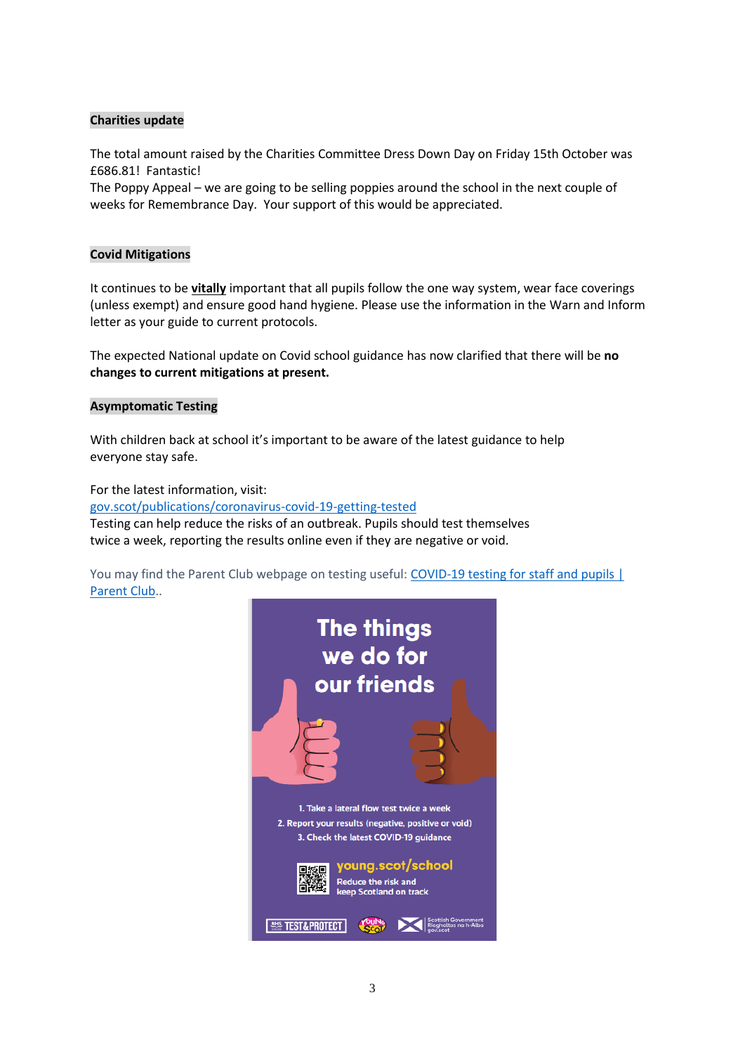## Charities update

The total amount raised by the Charities Committee Dress Down Day on Friday 15th October was £686.81! Fantastic!
The Poppy Appeal – we are going to be selling poppies around the school in the next couple of weeks for Remembrance Day. Your support of this would be appreciated.

## Covid Mitigations

It continues to be **vitally** important that all pupils follow the one way system, wear face coverings (unless exempt) and ensure good hand hygiene. Please use the information in the Warn and Inform letter as your guide to current protocols.

The expected National update on Covid school guidance has now clarified that there will be **no changes to current mitigations at present.**

## Asymptomatic Testing

With children back at school it's important to be aware of the latest guidance to help everyone stay safe.

For the latest information, visit:
gov.scot/publications/coronavirus-covid-19-getting-tested
Testing can help reduce the risks of an outbreak. Pupils should test themselves twice a week, reporting the results online even if they are negative or void.

You may find the Parent Club webpage on testing useful: COVID-19 testing for staff and pupils | Parent Club..

The things we do for our friends

1. Take a lateral flow test twice a week
2. Report your results (negative, positive or void)
3. Check the latest COVID-19 guidance

young.scot/school
Reduce the risk and keep Scotland on track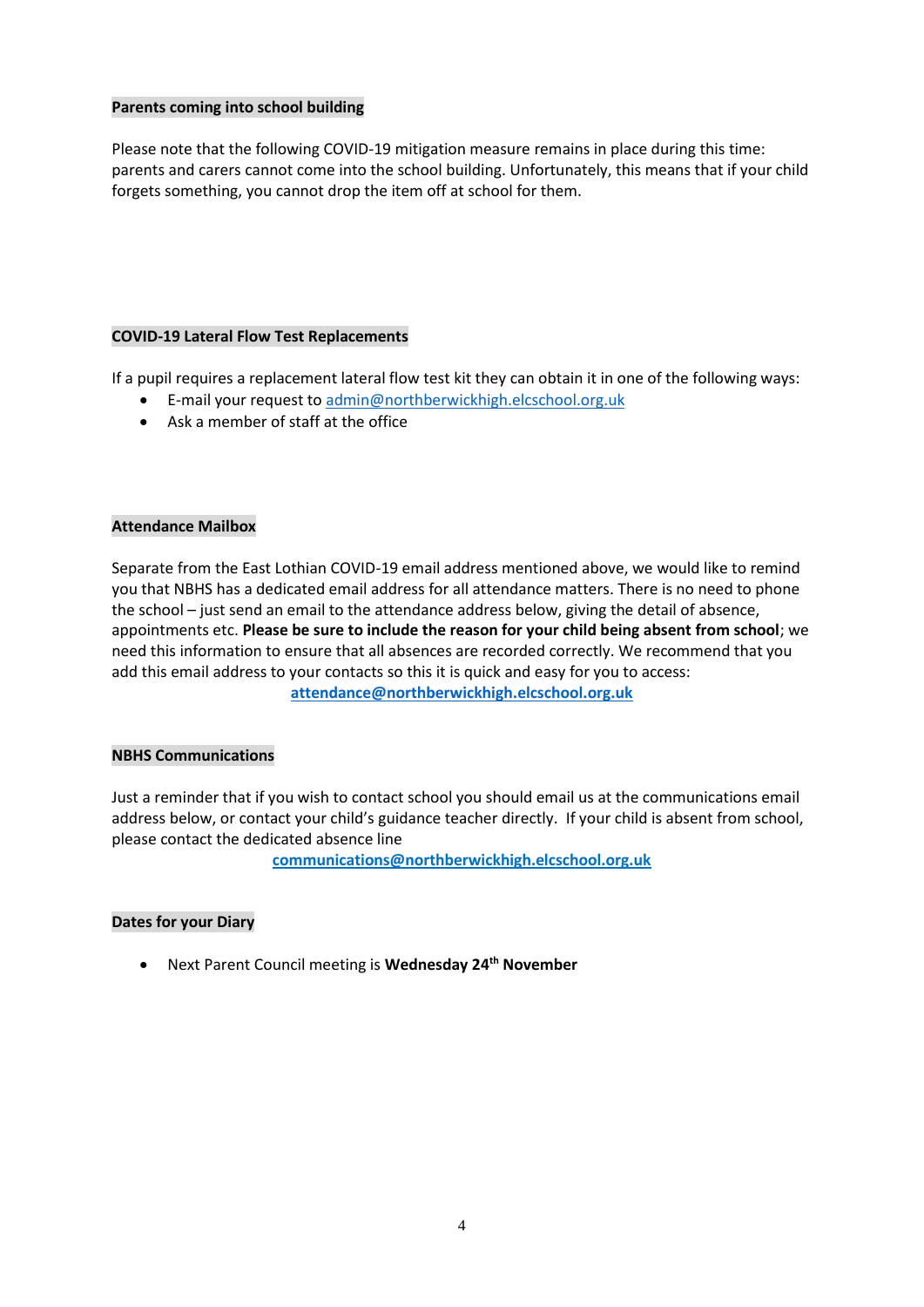**Parents coming into school building**

Please note that the following COVID-19 mitigation measure remains in place during this time: parents and carers cannot come into the school building. Unfortunately, this means that if your child forgets something, you cannot drop the item off at school for them.

**COVID-19 Lateral Flow Test Replacements**

If a pupil requires a replacement lateral flow test kit they can obtain it in one of the following ways:

- E-mail your request to admin@northberwickhigh.elcschool.org.uk
- Ask a member of staff at the office

**Attendance Mailbox**

Separate from the East Lothian COVID-19 email address mentioned above, we would like to remind you that NBHS has a dedicated email address for all attendance matters. There is no need to phone the school – just send an email to the attendance address below, giving the detail of absence, appointments etc. **Please be sure to include the reason for your child being absent from school**; we need this information to ensure that all absences are recorded correctly. We recommend that you add this email address to your contacts so this it is quick and easy for you to access:

**attendance@northberwickhigh.elcschool.org.uk**

**NBHS Communications**

Just a reminder that if you wish to contact school you should email us at the communications email address below, or contact your child's guidance teacher directly. If your child is absent from school, please contact the dedicated absence line

**communications@northberwickhigh.elcschool.org.uk**

**Dates for your Diary**

- Next Parent Council meeting is **Wednesday 24th November**